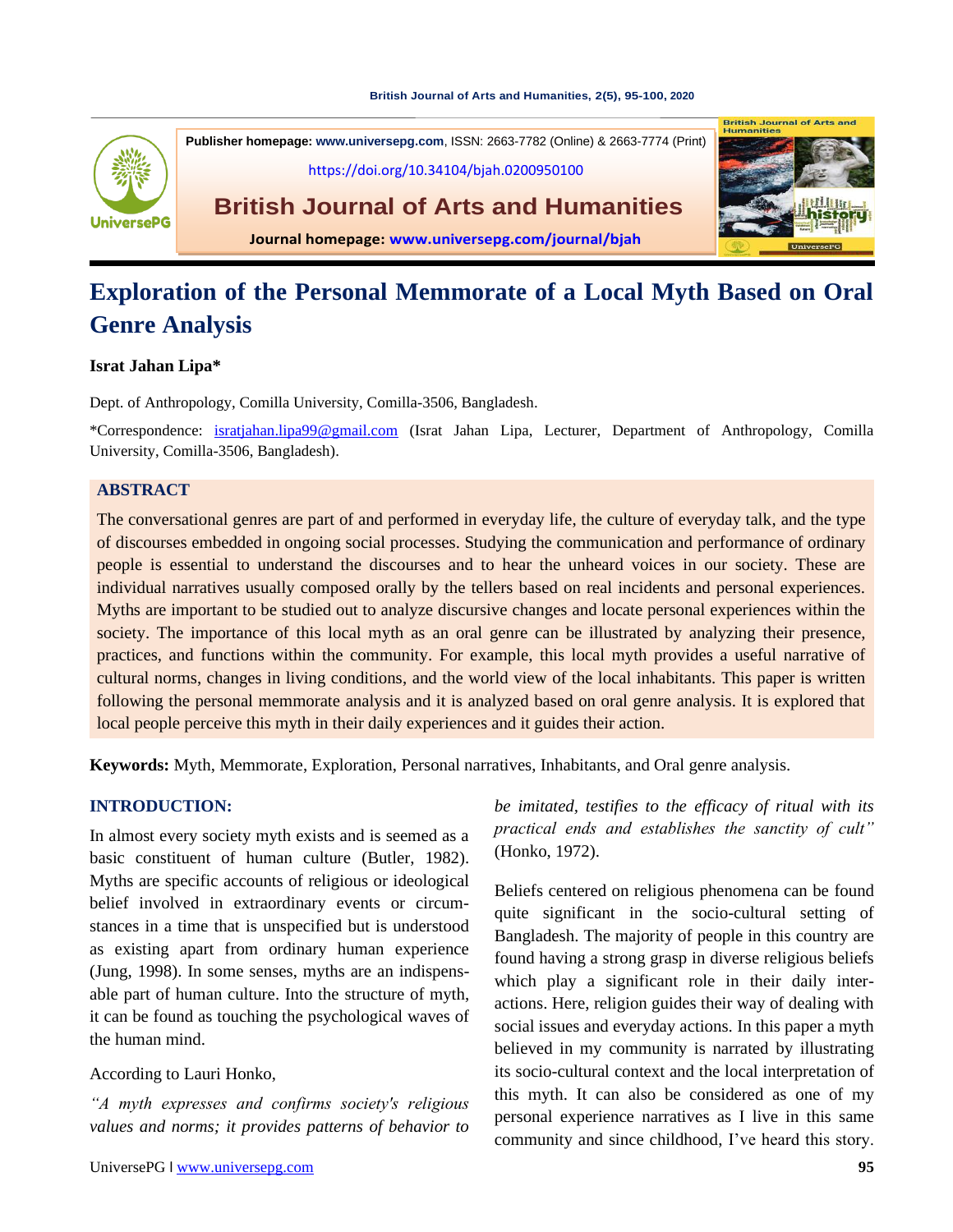Publisher homepage: www.universepg.com, ISSN: 2663-7782 (Online) & 2663-7774 (Print)

https://doi.org/10.34104/bjah.0200950100

**British Journal of Arts and Humanities**

Journal homepage: www.universepg.com/journal/bjah

# Exploration of the Personal Memmorate of a Local Myth Based on Oral Genre Analysis

**Israt Jahan Lipa***

Dept. of Anthropology, Comilla University, Comilla-3506, Bangladesh.

*Correspondence: israt.jahan.lipa99@gmail.com (Israt Jahan Lipa, Lecturer, Department of Anthropology, Comilla University, Comilla-3506, Bangladesh).

## ABSTRACT

The conversational genres are part of and performed in everyday life, the culture of everyday talk, and the type of discourses embedded in ongoing social processes. Studying the communication and performance of ordinary people is essential to understand the discourses and to hear the unheard voices in our society. These are individual narratives usually composed orally by the tellers based on real incidents and personal experiences. Myths are important to be studied out to analyze discursive changes and locate personal experiences within the society. The importance of this local myth as an oral genre can be illustrated by analyzing their presence, practices, and functions within the community. For example, this local myth provides a useful narrative of cultural norms, changes in living conditions, and the world view of the local inhabitants. This paper is written following the personal memmorate analysis and it is analyzed based on oral genre analysis. It is explored that local people perceive this myth in their daily experiences and it guides their action.

**Keywords:** Myth, Memmorate, Exploration, Personal narratives, Inhabitants, and Oral genre analysis.

## INTRODUCTION:

In almost every society myth exists and is seemed as a basic constituent of human culture (Butler, 1982). Myths are specific accounts of religious or ideological belief involved in extraordinary events or circumstances in a time that is unspecified but is understood as existing apart from ordinary human experience (Jung, 1998). In some senses, myths are an indispensable part of human culture. Into the structure of myth, it can be found as touching the psychological waves of the human mind.

According to Lauri Honko,

*"A myth expresses and confirms society's religious values and norms; it provides patterns of behavior to be imitated, testifies to the efficacy of ritual with its practical ends and establishes the sanctity of cult"* (Honko, 1972).

Beliefs centered on religious phenomena can be found quite significant in the socio-cultural setting of Bangladesh. The majority of people in this country are found having a strong grasp in diverse religious beliefs which play a significant role in their daily interactions. Here, religion guides their way of dealing with social issues and everyday actions. In this paper a myth believed in my community is narrated by illustrating its socio-cultural context and the local interpretation of this myth. It can also be considered as one of my personal experience narratives as I live in this same community and since childhood, I've heard this story.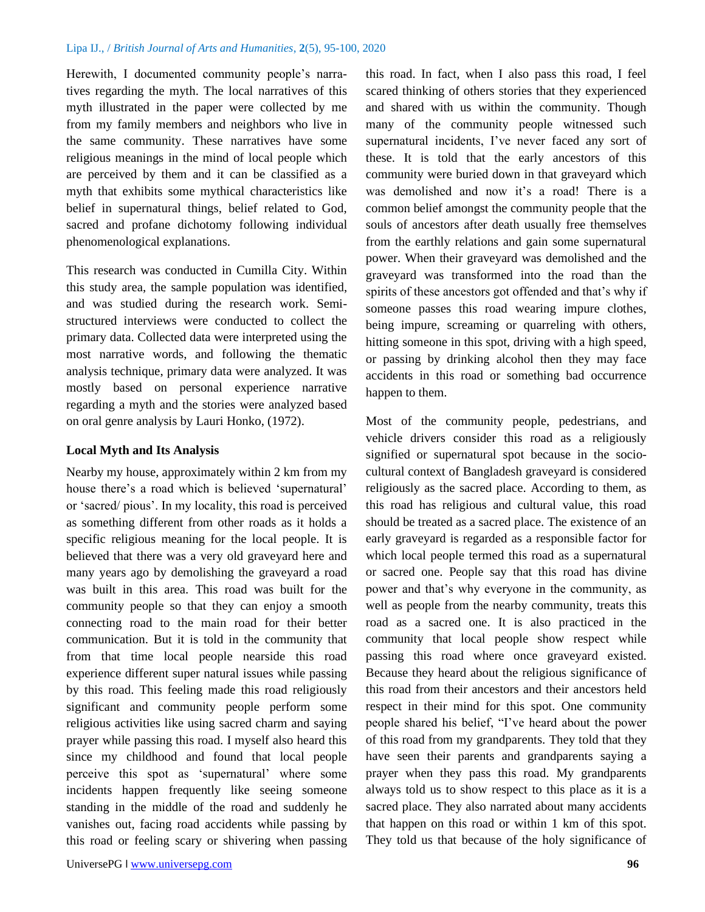Herewith, I documented community people's narratives regarding the myth. The local narratives of this myth illustrated in the paper were collected by me from my family members and neighbors who live in the same community. These narratives have some religious meanings in the mind of local people which are perceived by them and it can be classified as a myth that exhibits some mythical characteristics like belief in supernatural things, belief related to God, sacred and profane dichotomy following individual phenomenological explanations.

This research was conducted in Cumilla City. Within this study area, the sample population was identified, and was studied during the research work. Semi-structured interviews were conducted to collect the primary data. Collected data were interpreted using the most narrative words, and following the thematic analysis technique, primary data were analyzed. It was mostly based on personal experience narrative regarding a myth and the stories were analyzed based on oral genre analysis by Lauri Honko, (1972).

### Local Myth and Its Analysis

Nearby my house, approximately within 2 km from my house there's a road which is believed 'supernatural' or 'sacred/ pious'. In my locality, this road is perceived as something different from other roads as it holds a specific religious meaning for the local people. It is believed that there was a very old graveyard here and many years ago by demolishing the graveyard a road was built in this area. This road was built for the community people so that they can enjoy a smooth connecting road to the main road for their better communication. But it is told in the community that from that time local people nearside this road experience different super natural issues while passing by this road. This feeling made this road religiously significant and community people perform some religious activities like using sacred charm and saying prayer while passing this road. I myself also heard this since my childhood and found that local people perceive this spot as 'supernatural' where some incidents happen frequently like seeing someone standing in the middle of the road and suddenly he vanishes out, facing road accidents while passing by this road or feeling scary or shivering when passing this road. In fact, when I also pass this road, I feel scared thinking of others stories that they experienced and shared with us within the community. Though many of the community people witnessed such supernatural incidents, I've never faced any sort of these. It is told that the early ancestors of this community were buried down in that graveyard which was demolished and now it's a road! There is a common belief amongst the community people that the souls of ancestors after death usually free themselves from the earthly relations and gain some supernatural power. When their graveyard was demolished and the graveyard was transformed into the road than the spirits of these ancestors got offended and that's why if someone passes this road wearing impure clothes, being impure, screaming or quarreling with others, hitting someone in this spot, driving with a high speed, or passing by drinking alcohol then they may face accidents in this road or something bad occurrence happen to them.

Most of the community people, pedestrians, and vehicle drivers consider this road as a religiously signified or supernatural spot because in the socio-cultural context of Bangladesh graveyard is considered religiously as the sacred place. According to them, as this road has religious and cultural value, this road should be treated as a sacred place. The existence of an early graveyard is regarded as a responsible factor for which local people termed this road as a supernatural or sacred one. People say that this road has divine power and that's why everyone in the community, as well as people from the nearby community, treats this road as a sacred one. It is also practiced in the community that local people show respect while passing this road where once graveyard existed. Because they heard about the religious significance of this road from their ancestors and their ancestors held respect in their mind for this spot. One community people shared his belief, "I've heard about the power of this road from my grandparents. They told that they have seen their parents and grandparents saying a prayer when they pass this road. My grandparents always told us to show respect to this place as it is a sacred place. They also narrated about many accidents that happen on this road or within 1 km of this spot. They told us that because of the holy significance of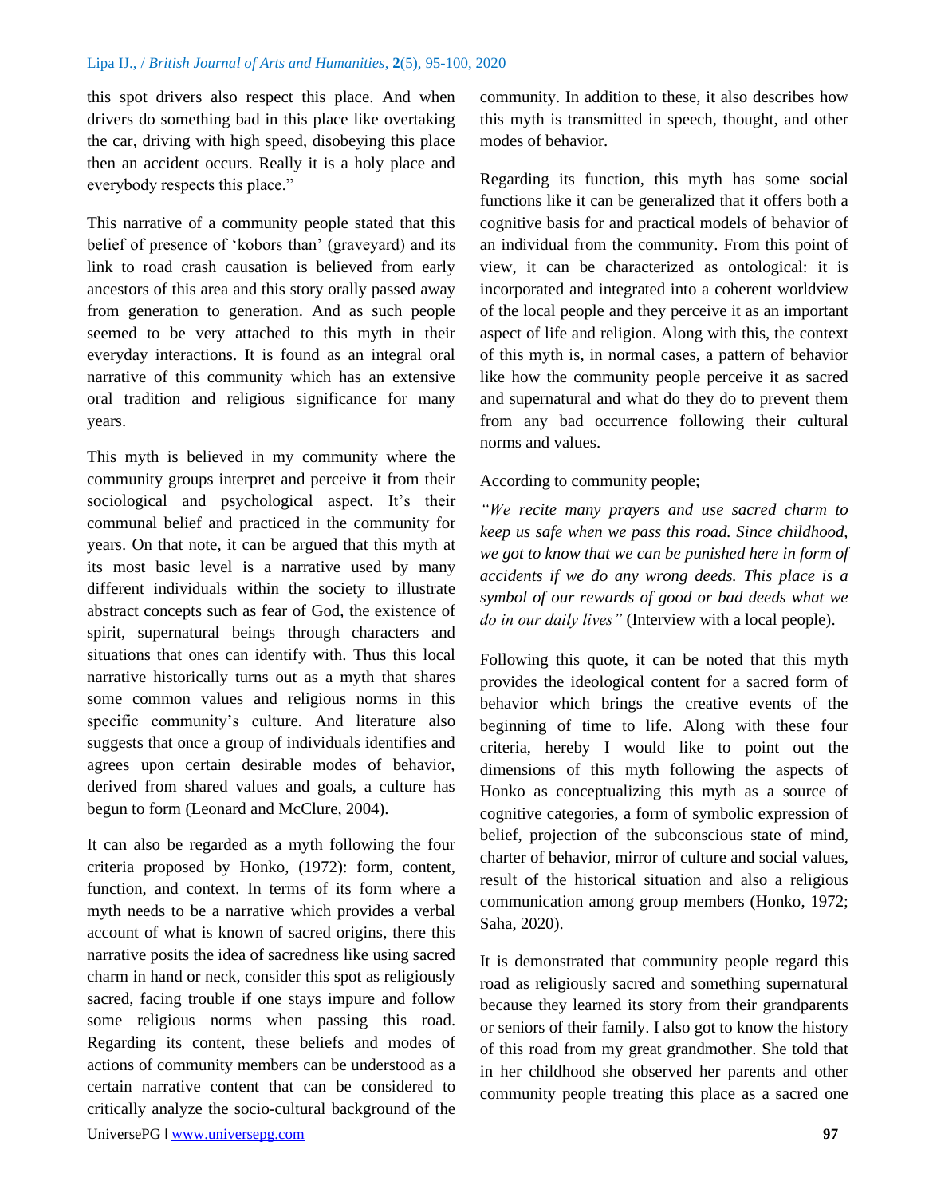this spot drivers also respect this place. And when drivers do something bad in this place like overtaking the car, driving with high speed, disobeying this place then an accident occurs. Really it is a holy place and everybody respects this place."

This narrative of a community people stated that this belief of presence of 'kobors than' (graveyard) and its link to road crash causation is believed from early ancestors of this area and this story orally passed away from generation to generation. And as such people seemed to be very attached to this myth in their everyday interactions. It is found as an integral oral narrative of this community which has an extensive oral tradition and religious significance for many years.

This myth is believed in my community where the community groups interpret and perceive it from their sociological and psychological aspect. It's their communal belief and practiced in the community for years. On that note, it can be argued that this myth at its most basic level is a narrative used by many different individuals within the society to illustrate abstract concepts such as fear of God, the existence of spirit, supernatural beings through characters and situations that ones can identify with. Thus this local narrative historically turns out as a myth that shares some common values and religious norms in this specific community's culture. And literature also suggests that once a group of individuals identifies and agrees upon certain desirable modes of behavior, derived from shared values and goals, a culture has begun to form (Leonard and McClure, 2004).

It can also be regarded as a myth following the four criteria proposed by Honko, (1972): form, content, function, and context. In terms of its form where a myth needs to be a narrative which provides a verbal account of what is known of sacred origins, there this narrative posits the idea of sacredness like using sacred charm in hand or neck, consider this spot as religiously sacred, facing trouble if one stays impure and follow some religious norms when passing this road. Regarding its content, these beliefs and modes of actions of community members can be understood as a certain narrative content that can be considered to critically analyze the socio-cultural background of the community. In addition to these, it also describes how this myth is transmitted in speech, thought, and other modes of behavior.

Regarding its function, this myth has some social functions like it can be generalized that it offers both a cognitive basis for and practical models of behavior of an individual from the community. From this point of view, it can be characterized as ontological: it is incorporated and integrated into a coherent worldview of the local people and they perceive it as an important aspect of life and religion. Along with this, the context of this myth is, in normal cases, a pattern of behavior like how the community people perceive it as sacred and supernatural and what do they do to prevent them from any bad occurrence following their cultural norms and values.

According to community people;

*"We recite many prayers and use sacred charm to keep us safe when we pass this road. Since childhood, we got to know that we can be punished here in form of accidents if we do any wrong deeds. This place is a symbol of our rewards of good or bad deeds what we do in our daily lives"* (Interview with a local people).

Following this quote, it can be noted that this myth provides the ideological content for a sacred form of behavior which brings the creative events of the beginning of time to life. Along with these four criteria, hereby I would like to point out the dimensions of this myth following the aspects of Honko as conceptualizing this myth as a source of cognitive categories, a form of symbolic expression of belief, projection of the subconscious state of mind, charter of behavior, mirror of culture and social values, result of the historical situation and also a religious communication among group members (Honko, 1972; Saha, 2020).

It is demonstrated that community people regard this road as religiously sacred and something supernatural because they learned its story from their grandparents or seniors of their family. I also got to know the history of this road from my great grandmother. She told that in her childhood she observed her parents and other community people treating this place as a sacred one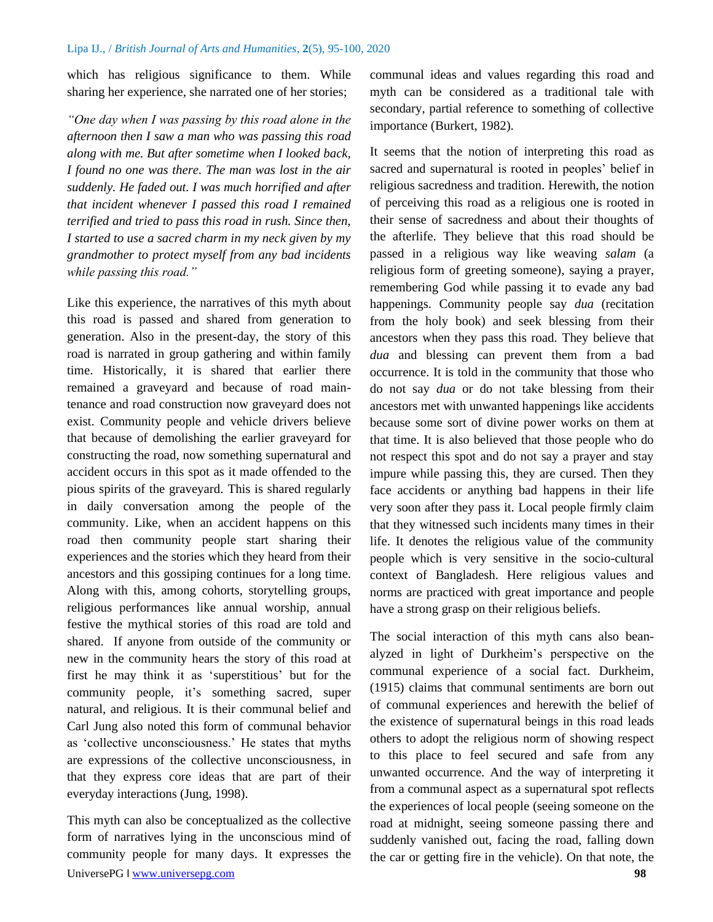which has religious significance to them. While sharing her experience, she narrated one of her stories;

*"One day when I was passing by this road alone in the afternoon then I saw a man who was passing this road along with me. But after sometime when I looked back, I found no one was there. The man was lost in the air suddenly. He faded out. I was much horrified and after that incident whenever I passed this road I remained terrified and tried to pass this road in rush. Since then, I started to use a sacred charm in my neck given by my grandmother to protect myself from any bad incidents while passing this road."*

Like this experience, the narratives of this myth about this road is passed and shared from generation to generation. Also in the present-day, the story of this road is narrated in group gathering and within family time. Historically, it is shared that earlier there remained a graveyard and because of road maintenance and road construction now graveyard does not exist. Community people and vehicle drivers believe that because of demolishing the earlier graveyard for constructing the road, now something supernatural and accident occurs in this spot as it made offended to the pious spirits of the graveyard. This is shared regularly in daily conversation among the people of the community. Like, when an accident happens on this road then community people start sharing their experiences and the stories which they heard from their ancestors and this gossiping continues for a long time. Along with this, among cohorts, storytelling groups, religious performances like annual worship, annual festive the mythical stories of this road are told and shared. If anyone from outside of the community or new in the community hears the story of this road at first he may think it as 'superstitious' but for the community people, it's something sacred, super natural, and religious. It is their communal belief and Carl Jung also noted this form of communal behavior as 'collective unconsciousness.' He states that myths are expressions of the collective unconsciousness, in that they express core ideas that are part of their everyday interactions (Jung, 1998).

This myth can also be conceptualized as the collective form of narratives lying in the unconscious mind of community people for many days. It expresses the communal ideas and values regarding this road and myth can be considered as a traditional tale with secondary, partial reference to something of collective importance (Burkert, 1982).

It seems that the notion of interpreting this road as sacred and supernatural is rooted in peoples' belief in religious sacredness and tradition. Herewith, the notion of perceiving this road as a religious one is rooted in their sense of sacredness and about their thoughts of the afterlife. They believe that this road should be passed in a religious way like weaving *salam* (a religious form of greeting someone), saying a prayer, remembering God while passing it to evade any bad happenings. Community people say *dua* (recitation from the holy book) and seek blessing from their ancestors when they pass this road. They believe that *dua* and blessing can prevent them from a bad occurrence. It is told in the community that those who do not say *dua* or do not take blessing from their ancestors met with unwanted happenings like accidents because some sort of divine power works on them at that time. It is also believed that those people who do not respect this spot and do not say a prayer and stay impure while passing this, they are cursed. Then they face accidents or anything bad happens in their life very soon after they pass it. Local people firmly claim that they witnessed such incidents many times in their life. It denotes the religious value of the community people which is very sensitive in the socio-cultural context of Bangladesh. Here religious values and norms are practiced with great importance and people have a strong grasp on their religious beliefs.

The social interaction of this myth cans also beanalyzed in light of Durkheim's perspective on the communal experience of a social fact. Durkheim, (1915) claims that communal sentiments are born out of communal experiences and herewith the belief of the existence of supernatural beings in this road leads others to adopt the religious norm of showing respect to this place to feel secured and safe from any unwanted occurrence. And the way of interpreting it from a communal aspect as a supernatural spot reflects the experiences of local people (seeing someone on the road at midnight, seeing someone passing there and suddenly vanished out, facing the road, falling down the car or getting fire in the vehicle). On that note, the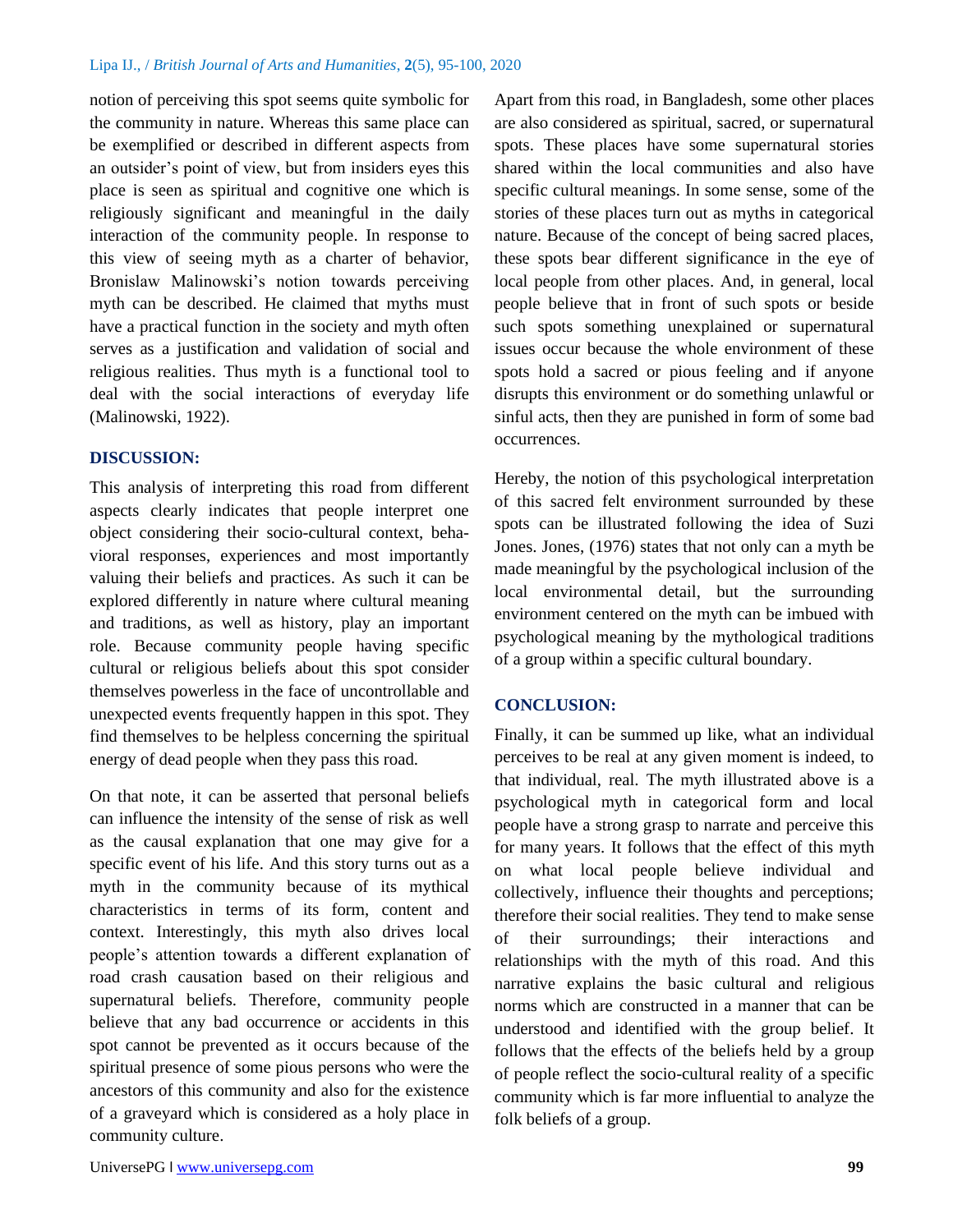notion of perceiving this spot seems quite symbolic for the community in nature. Whereas this same place can be exemplified or described in different aspects from an outsider's point of view, but from insiders eyes this place is seen as spiritual and cognitive one which is religiously significant and meaningful in the daily interaction of the community people. In response to this view of seeing myth as a charter of behavior, Bronislaw Malinowski's notion towards perceiving myth can be described. He claimed that myths must have a practical function in the society and myth often serves as a justification and validation of social and religious realities. Thus myth is a functional tool to deal with the social interactions of everyday life (Malinowski, 1922).

## DISCUSSION:

This analysis of interpreting this road from different aspects clearly indicates that people interpret one object considering their socio-cultural context, behavioral responses, experiences and most importantly valuing their beliefs and practices. As such it can be explored differently in nature where cultural meaning and traditions, as well as history, play an important role. Because community people having specific cultural or religious beliefs about this spot consider themselves powerless in the face of uncontrollable and unexpected events frequently happen in this spot. They find themselves to be helpless concerning the spiritual energy of dead people when they pass this road.

On that note, it can be asserted that personal beliefs can influence the intensity of the sense of risk as well as the causal explanation that one may give for a specific event of his life. And this story turns out as a myth in the community because of its mythical characteristics in terms of its form, content and context. Interestingly, this myth also drives local people's attention towards a different explanation of road crash causation based on their religious and supernatural beliefs. Therefore, community people believe that any bad occurrence or accidents in this spot cannot be prevented as it occurs because of the spiritual presence of some pious persons who were the ancestors of this community and also for the existence of a graveyard which is considered as a holy place in community culture.

Apart from this road, in Bangladesh, some other places are also considered as spiritual, sacred, or supernatural spots. These places have some supernatural stories shared within the local communities and also have specific cultural meanings. In some sense, some of the stories of these places turn out as myths in categorical nature. Because of the concept of being sacred places, these spots bear different significance in the eye of local people from other places. And, in general, local people believe that in front of such spots or beside such spots something unexplained or supernatural issues occur because the whole environment of these spots hold a sacred or pious feeling and if anyone disrupts this environment or do something unlawful or sinful acts, then they are punished in form of some bad occurrences.

Hereby, the notion of this psychological interpretation of this sacred felt environment surrounded by these spots can be illustrated following the idea of Suzi Jones. Jones, (1976) states that not only can a myth be made meaningful by the psychological inclusion of the local environmental detail, but the surrounding environment centered on the myth can be imbued with psychological meaning by the mythological traditions of a group within a specific cultural boundary.

## CONCLUSION:

Finally, it can be summed up like, what an individual perceives to be real at any given moment is indeed, to that individual, real. The myth illustrated above is a psychological myth in categorical form and local people have a strong grasp to narrate and perceive this for many years. It follows that the effect of this myth on what local people believe individual and collectively, influence their thoughts and perceptions; therefore their social realities. They tend to make sense of their surroundings; their interactions and relationships with the myth of this road. And this narrative explains the basic cultural and religious norms which are constructed in a manner that can be understood and identified with the group belief. It follows that the effects of the beliefs held by a group of people reflect the socio-cultural reality of a specific community which is far more influential to analyze the folk beliefs of a group.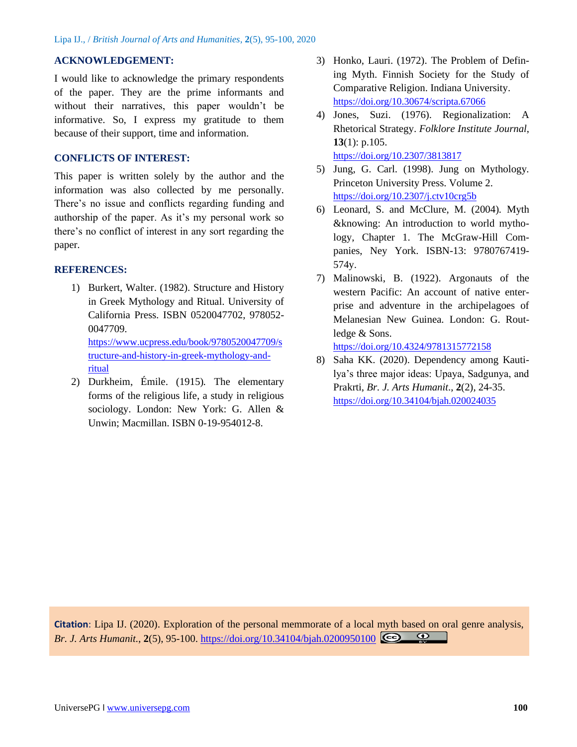## ACKNOWLEDGEMENT:

I would like to acknowledge the primary respondents of the paper. They are the prime informants and without their narratives, this paper wouldn't be informative. So, I express my gratitude to them because of their support, time and information.

## CONFLICTS OF INTEREST:

This paper is written solely by the author and the information was also collected by me personally. There's no issue and conflicts regarding funding and authorship of the paper. As it's my personal work so there's no conflict of interest in any sort regarding the paper.

## REFERENCES:

1) Burkert, Walter. (1982). Structure and History in Greek Mythology and Ritual. University of California Press. ISBN 0520047702, 978052-0047709. https://www.ucpress.edu/book/9780520047709/structure-and-history-in-greek-mythology-and-ritual
2) Durkheim, Émile. (1915). The elementary forms of the religious life, a study in religious sociology. London: New York: G. Allen & Unwin; Macmillan. ISBN 0-19-954012-8.
3) Honko, Lauri. (1972). The Problem of Defining Myth. Finnish Society for the Study of Comparative Religion. Indiana University. https://doi.org/10.30674/scripta.67066
4) Jones, Suzi. (1976). Regionalization: A Rhetorical Strategy. *Folklore Institute Journal*, **13**(1): p.105. https://doi.org/10.2307/3813817
5) Jung, G. Carl. (1998). Jung on Mythology. Princeton University Press. Volume 2. https://doi.org/10.2307/j.ctv10crg5b
6) Leonard, S. and McClure, M. (2004). Myth &knowing: An introduction to world mythology, Chapter 1. The McGraw-Hill Companies, Ney York. ISBN-13: 9780767419-574y.
7) Malinowski, B. (1922). Argonauts of the western Pacific: An account of native enterprise and adventure in the archipelagoes of Melanesian New Guinea. London: G. Routledge & Sons. https://doi.org/10.4324/9781315772158
8) Saha KK. (2020). Dependency among Kautilya's three major ideas: Upaya, Sadgunya, and Prakrti, *Br. J. Arts Humanit*., **2**(2), 24-35. https://doi.org/10.34104/bjah.020024035

**Citation**: Lipa IJ. (2020). Exploration of the personal memmorate of a local myth based on oral genre analysis, *Br. J. Arts Humanit.*, **2**(5), 95-100. https://doi.org/10.34104/bjah.0200950100